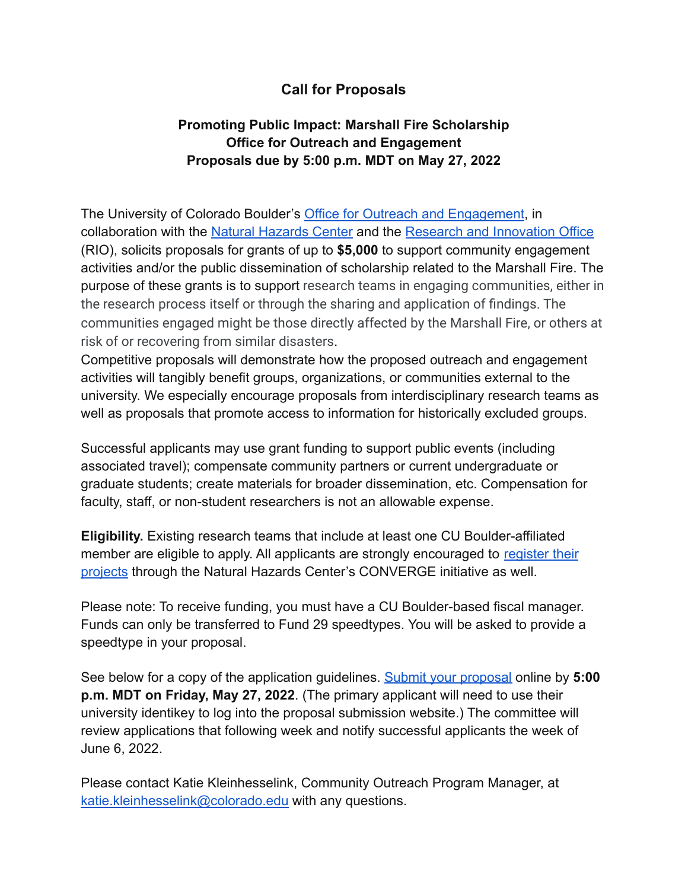# Call for Proposals

## Promoting Public Impact: Marshall Fire Scholarship
## Office for Outreach and Engagement
## Proposals due by 5:00 p.m. MDT on May 27, 2022

The University of Colorado Boulder's [Office for Outreach and Engagement](), in collaboration with the [Natural Hazards Center]() and the [Research and Innovation Office]() (RIO), solicits proposals for grants of up to **$5,000** to support community engagement activities and/or the public dissemination of scholarship related to the Marshall Fire. The purpose of these grants is to support research teams in engaging communities, either in the research process itself or through the sharing and application of findings. The communities engaged might be those directly affected by the Marshall Fire, or others at risk of or recovering from similar disasters.
Competitive proposals will demonstrate how the proposed outreach and engagement activities will tangibly benefit groups, organizations, or communities external to the university. We especially encourage proposals from interdisciplinary research teams as well as proposals that promote access to information for historically excluded groups.

Successful applicants may use grant funding to support public events (including associated travel); compensate community partners or current undergraduate or graduate students; create materials for broader dissemination, etc. Compensation for faculty, staff, or non-student researchers is not an allowable expense.

**Eligibility.** Existing research teams that include at least one CU Boulder-affiliated member are eligible to apply. All applicants are strongly encouraged to [register their projects]() through the Natural Hazards Center's CONVERGE initiative as well.

Please note: To receive funding, you must have a CU Boulder-based fiscal manager. Funds can only be transferred to Fund 29 speedtypes. You will be asked to provide a speedtype in your proposal.

See below for a copy of the application guidelines. [Submit your proposal]() online by **5:00 p.m. MDT on Friday, May 27, 2022**. (The primary applicant will need to use their university identikey to log into the proposal submission website.) The committee will review applications that following week and notify successful applicants the week of June 6, 2022.

Please contact Katie Kleinhesselink, Community Outreach Program Manager, at [katie.kleinhesselink@colorado.edu](mailto:katie.kleinhesselink@colorado.edu) with any questions.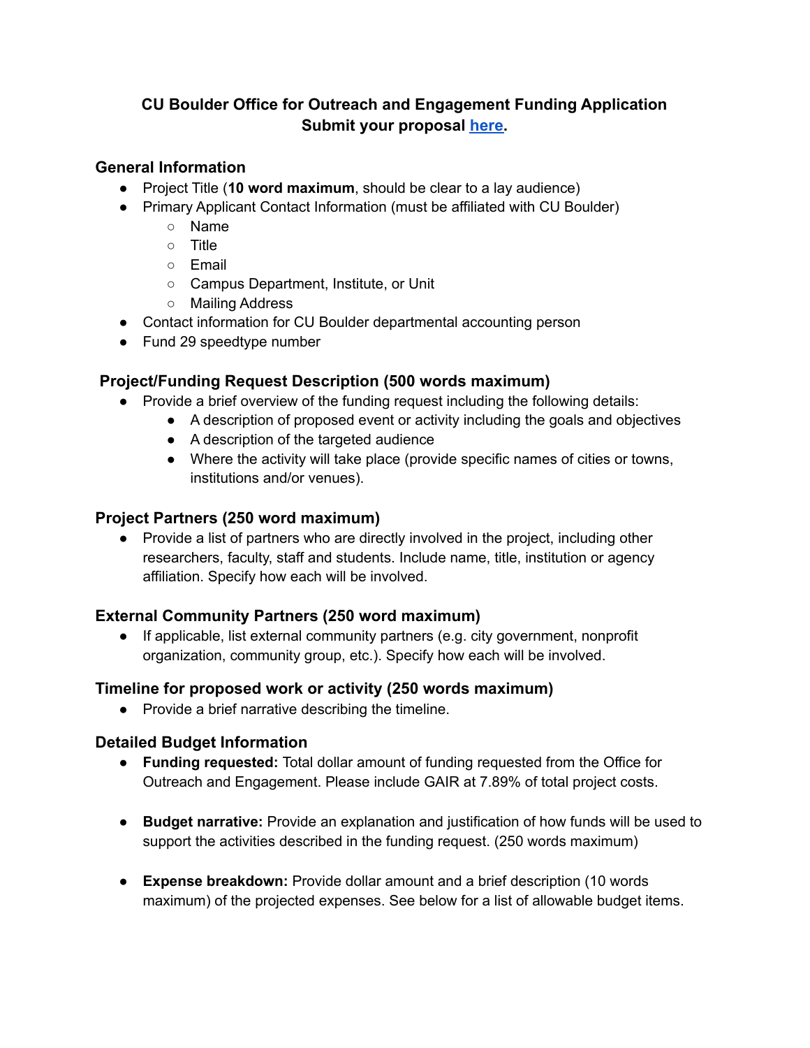# CU Boulder Office for Outreach and Engagement Funding Application
## Submit your proposal [here](#).

### General Information

- Project Title (**10 word maximum**, should be clear to a lay audience)
- Primary Applicant Contact Information (must be affiliated with CU Boulder)
  - Name
  - Title
  - Email
  - Campus Department, Institute, or Unit
  - Mailing Address
- Contact information for CU Boulder departmental accounting person
- Fund 29 speedtype number

### Project/Funding Request Description (500 words maximum)

- Provide a brief overview of the funding request including the following details:
  - A description of proposed event or activity including the goals and objectives
  - A description of the targeted audience
  - Where the activity will take place (provide specific names of cities or towns, institutions and/or venues).

### Project Partners (250 word maximum)

- Provide a list of partners who are directly involved in the project, including other researchers, faculty, staff and students. Include name, title, institution or agency affiliation. Specify how each will be involved.

### External Community Partners (250 word maximum)

- If applicable, list external community partners (e.g. city government, nonprofit organization, community group, etc.). Specify how each will be involved.

### Timeline for proposed work or activity (250 words maximum)

- Provide a brief narrative describing the timeline.

### Detailed Budget Information

- **Funding requested:** Total dollar amount of funding requested from the Office for Outreach and Engagement. Please include GAIR at 7.89% of total project costs.

- **Budget narrative:** Provide an explanation and justification of how funds will be used to support the activities described in the funding request. (250 words maximum)

- **Expense breakdown:** Provide dollar amount and a brief description (10 words maximum) of the projected expenses. See below for a list of allowable budget items.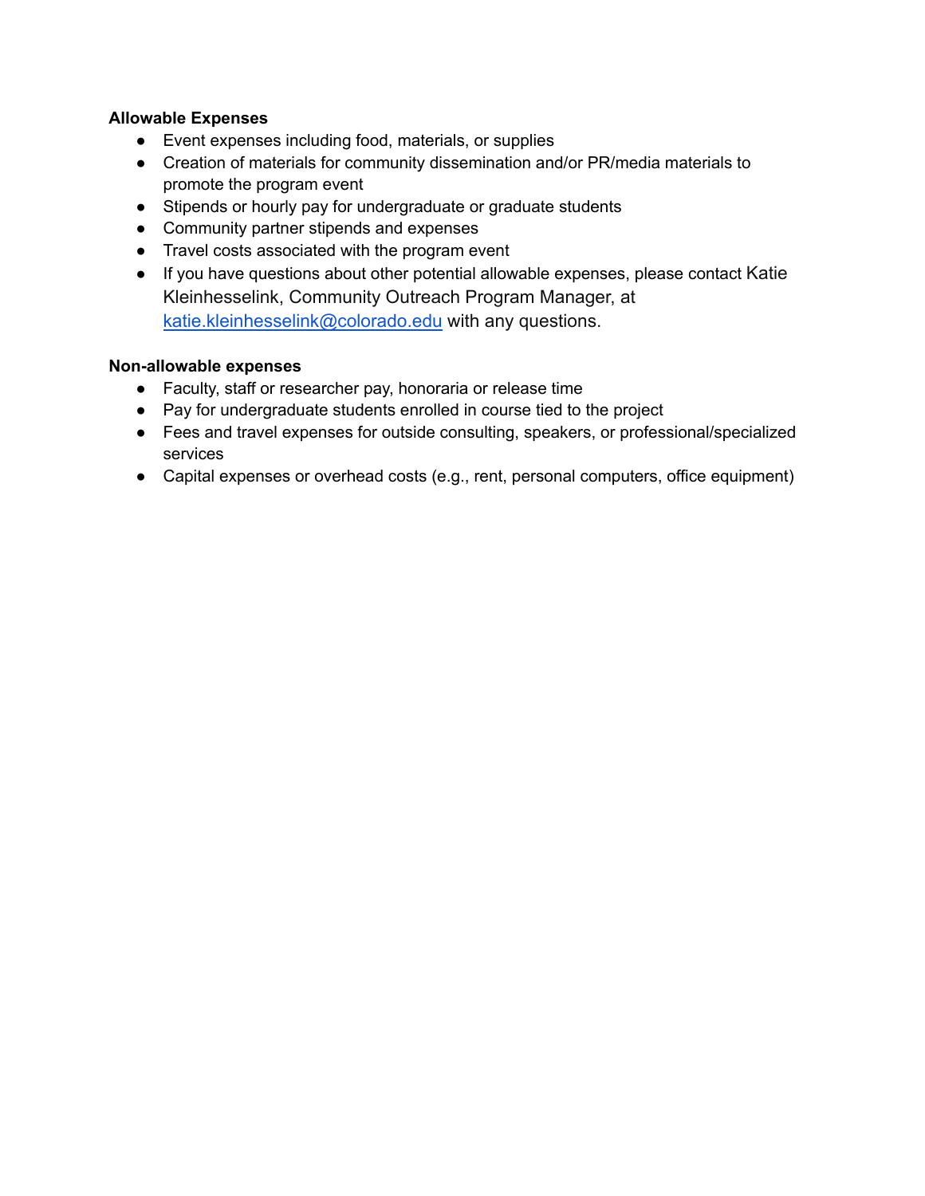**Allowable Expenses**

- Event expenses including food, materials, or supplies
- Creation of materials for community dissemination and/or PR/media materials to promote the program event
- Stipends or hourly pay for undergraduate or graduate students
- Community partner stipends and expenses
- Travel costs associated with the program event
- If you have questions about other potential allowable expenses, please contact Katie Kleinhesselink, Community Outreach Program Manager, at [katie.kleinhesselink@colorado.edu](mailto:katie.kleinhesselink@colorado.edu) with any questions.

**Non-allowable expenses**

- Faculty, staff or researcher pay, honoraria or release time
- Pay for undergraduate students enrolled in course tied to the project
- Fees and travel expenses for outside consulting, speakers, or professional/specialized services
- Capital expenses or overhead costs (e.g., rent, personal computers, office equipment)